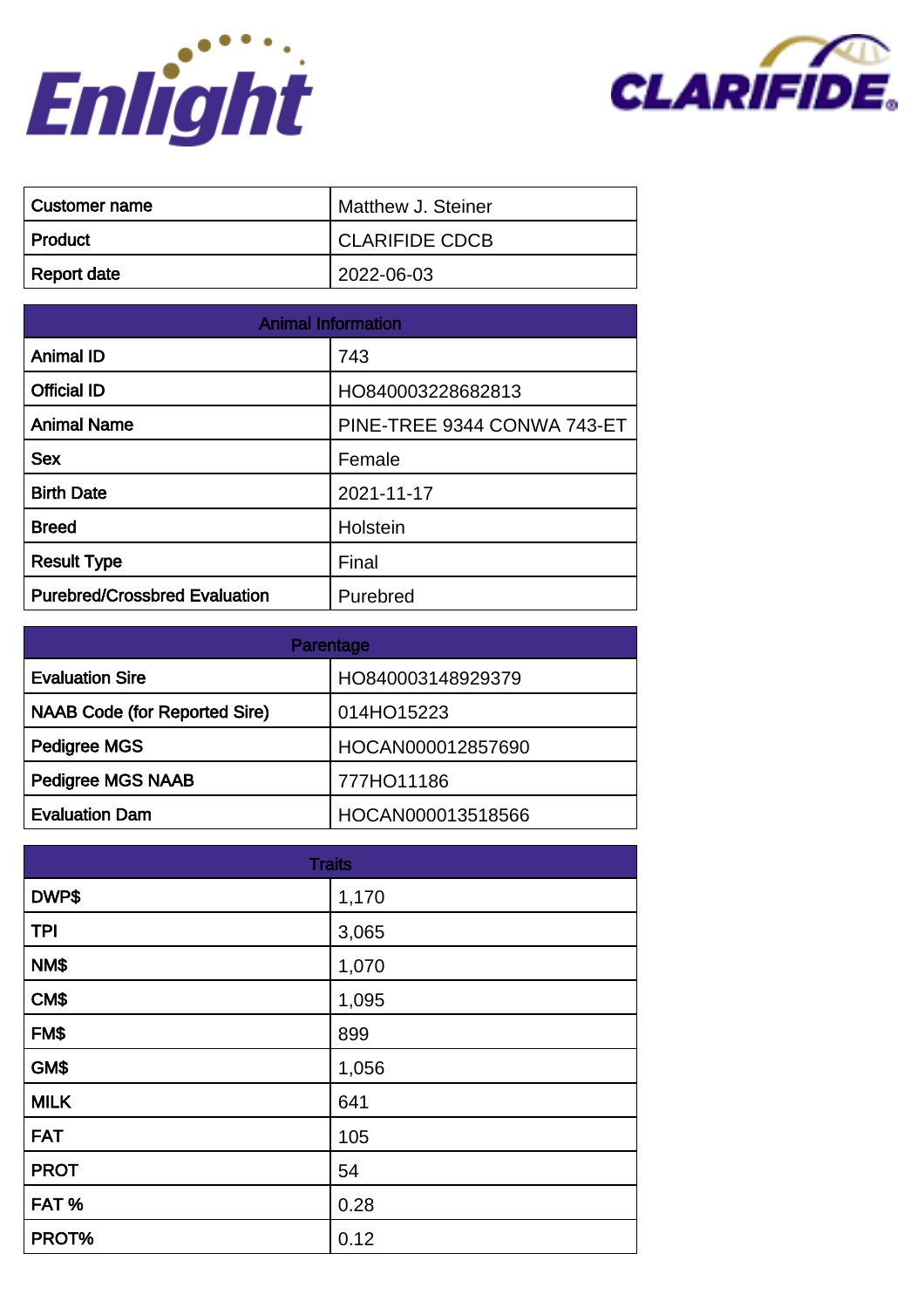Enlight

CLARIFIDE

| Customer name | Matthew J. Steiner |
|---|---|
| Product | CLARIFIDE CDCB |
| Report date | 2022-06-03 |

| Animal Information | |
|---|---|
| Animal ID | 743 |
| Official ID | HO840003228682813 |
| Animal Name | PINE-TREE 9344 CONWA 743-ET |
| Sex | Female |
| Birth Date | 2021-11-17 |
| Breed | Holstein |
| Result Type | Final |
| Purebred/Crossbred Evaluation | Purebred |

| Parentage | |
|---|---|
| Evaluation Sire | HO840003148929379 |
| NAAB Code (for Reported Sire) | 014HO15223 |
| Pedigree MGS | HOCAN000012857690 |
| Pedigree MGS NAAB | 777HO11186 |
| Evaluation Dam | HOCAN000013518566 |

| Traits | |
|---|---|
| DWP$ | 1,170 |
| TPI | 3,065 |
| NM$ | 1,070 |
| CM$ | 1,095 |
| FM$ | 899 |
| GM$ | 1,056 |
| MILK | 641 |
| FAT | 105 |
| PROT | 54 |
| FAT % | 0.28 |
| PROT% | 0.12 |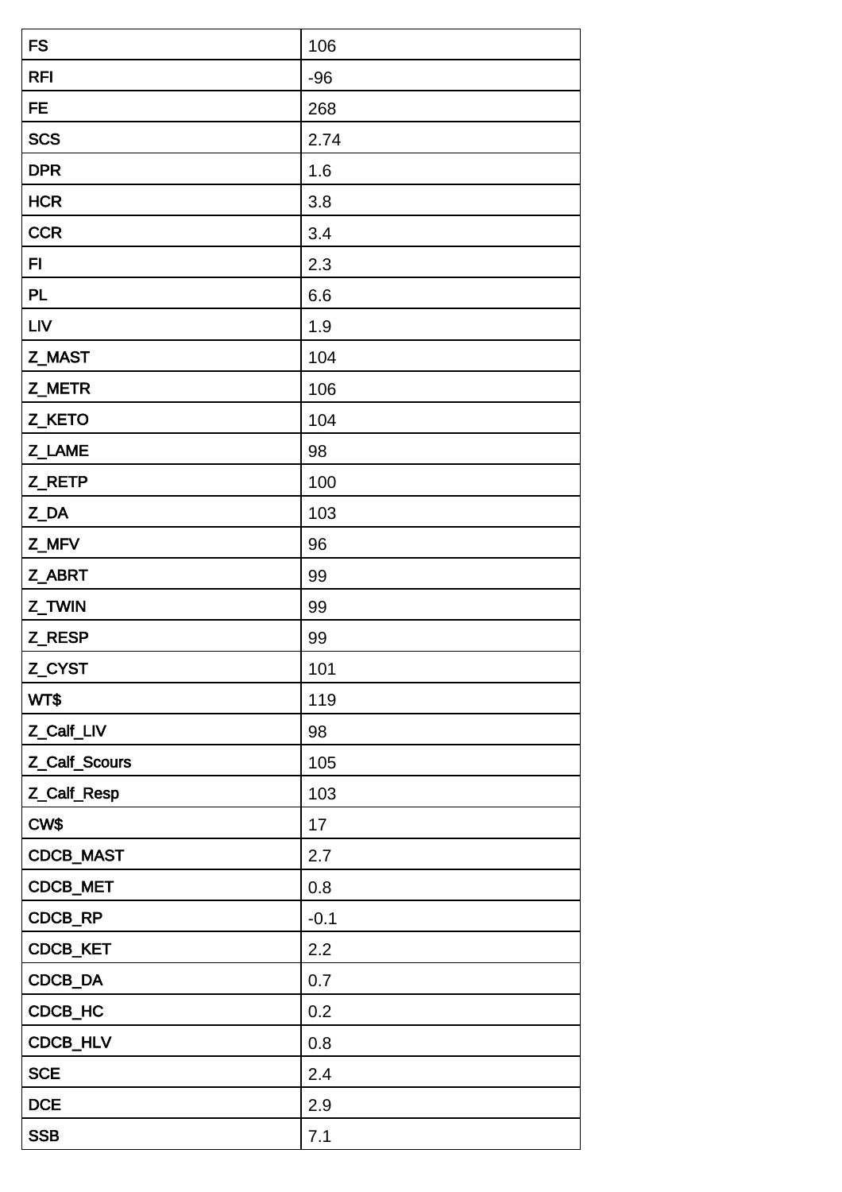| FS | 106 |
|---|---|
| RFI | -96 |
| FE | 268 |
| SCS | 2.74 |
| DPR | 1.6 |
| HCR | 3.8 |
| CCR | 3.4 |
| FI | 2.3 |
| PL | 6.6 |
| LIV | 1.9 |
| Z_MAST | 104 |
| Z_METR | 106 |
| Z_KETO | 104 |
| Z_LAME | 98 |
| Z_RETP | 100 |
| Z_DA | 103 |
| Z_MFV | 96 |
| Z_ABRT | 99 |
| Z_TWIN | 99 |
| Z_RESP | 99 |
| Z_CYST | 101 |
| WT$ | 119 |
| Z_Calf_LIV | 98 |
| Z_Calf_Scours | 105 |
| Z_Calf_Resp | 103 |
| CW$ | 17 |
| CDCB_MAST | 2.7 |
| CDCB_MET | 0.8 |
| CDCB_RP | -0.1 |
| CDCB_KET | 2.2 |
| CDCB_DA | 0.7 |
| CDCB_HC | 0.2 |
| CDCB_HLV | 0.8 |
| SCE | 2.4 |
| DCE | 2.9 |
| SSB | 7.1 |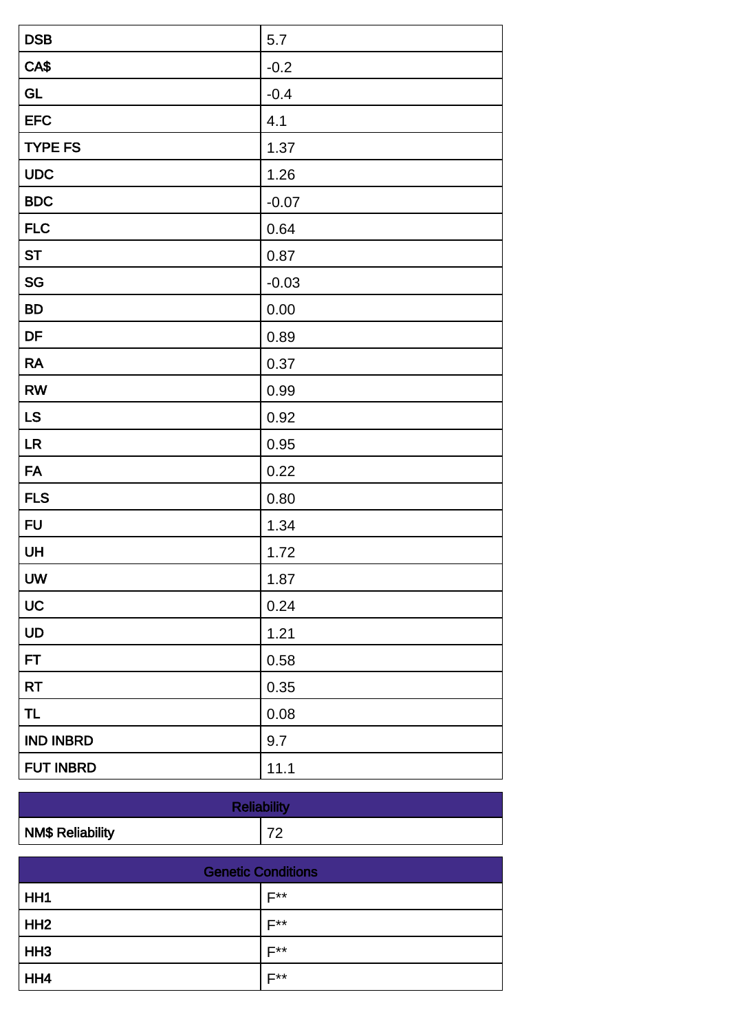| DSB | 5.7 |
|---|---|
| CA$ | -0.2 |
| GL | -0.4 |
| EFC | 4.1 |
| TYPE FS | 1.37 |
| UDC | 1.26 |
| BDC | -0.07 |
| FLC | 0.64 |
| ST | 0.87 |
| SG | -0.03 |
| BD | 0.00 |
| DF | 0.89 |
| RA | 0.37 |
| RW | 0.99 |
| LS | 0.92 |
| LR | 0.95 |
| FA | 0.22 |
| FLS | 0.80 |
| FU | 1.34 |
| UH | 1.72 |
| UW | 1.87 |
| UC | 0.24 |
| UD | 1.21 |
| FT | 0.58 |
| RT | 0.35 |
| TL | 0.08 |
| IND INBRD | 9.7 |
| FUT INBRD | 11.1 |

| Reliability | |
|---|---|
| NM$ Reliability | 72 |

| Genetic Conditions | |
|---|---|
| HH1 | F** |
| HH2 | F** |
| HH3 | F** |
| HH4 | F** |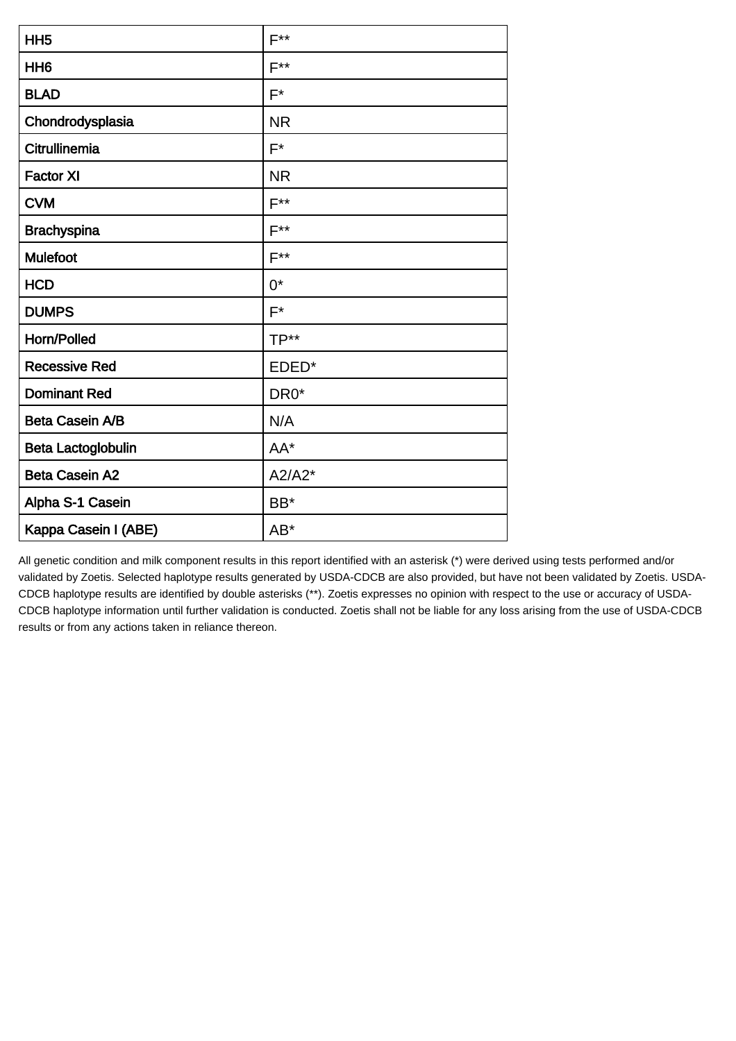| | |
|---|---|
| **HH5** | F** |
| **HH6** | F** |
| **BLAD** | F* |
| **Chondrodysplasia** | NR |
| **Citrullinemia** | F* |
| **Factor XI** | NR |
| **CVM** | F** |
| **Brachyspina** | F** |
| **Mulefoot** | F** |
| **HCD** | 0* |
| **DUMPS** | F* |
| **Horn/Polled** | TP** |
| **Recessive Red** | EDED* |
| **Dominant Red** | DR0* |
| **Beta Casein A/B** | N/A |
| **Beta Lactoglobulin** | AA* |
| **Beta Casein A2** | A2/A2* |
| **Alpha S-1 Casein** | BB* |
| **Kappa Casein I (ABE)** | AB* |

All genetic condition and milk component results in this report identified with an asterisk (*) were derived using tests performed and/or validated by Zoetis. Selected haplotype results generated by USDA-CDCB are also provided, but have not been validated by Zoetis. USDA-CDCB haplotype results are identified by double asterisks (**). Zoetis expresses no opinion with respect to the use or accuracy of USDA-CDCB haplotype information until further validation is conducted. Zoetis shall not be liable for any loss arising from the use of USDA-CDCB results or from any actions taken in reliance thereon.